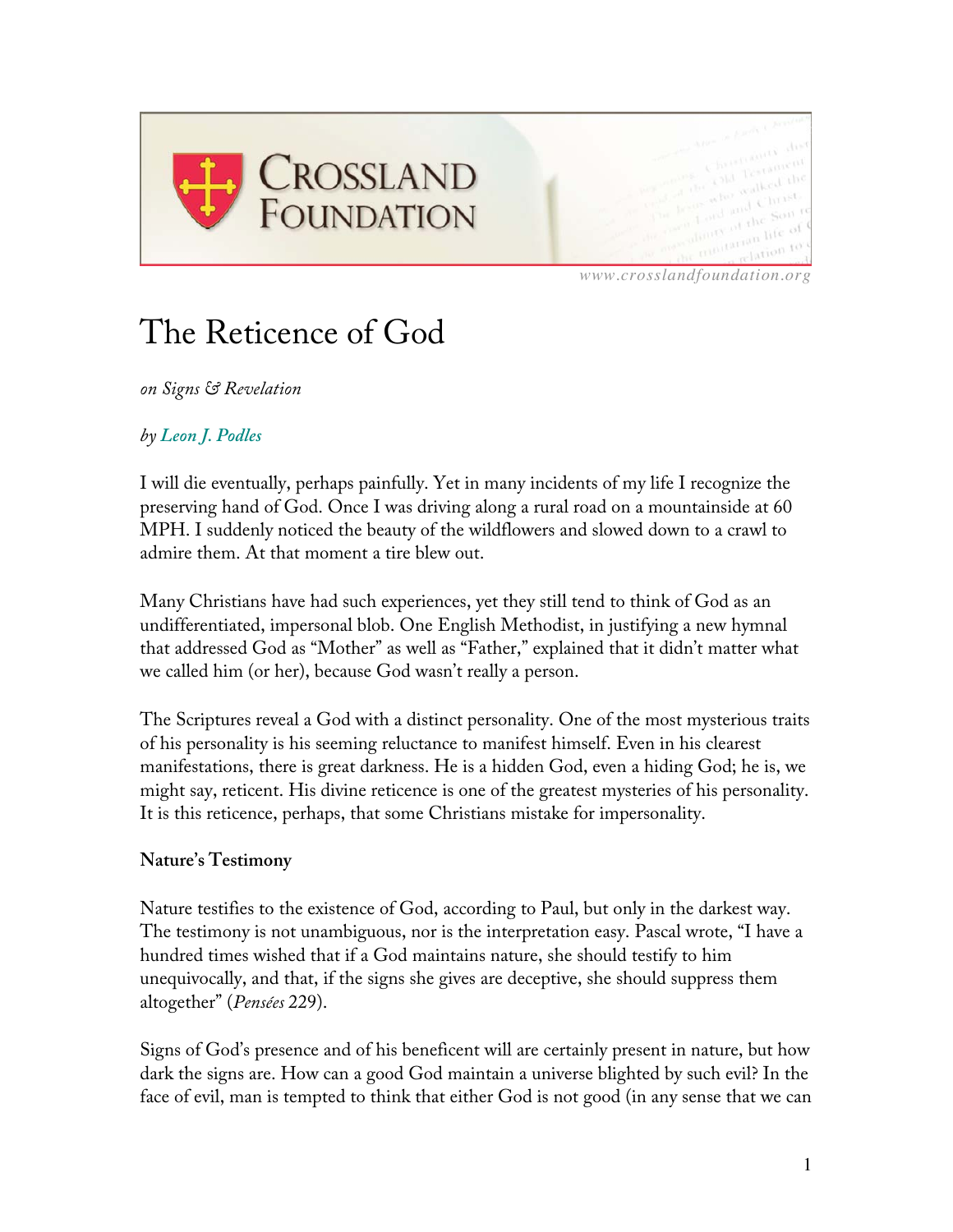# The Reticence of God

*on Signs & Revelation*

*by Leon J. Podles*

I will die eventually, perhaps painfully. Yet in many incidents of my life I recognize the preserving hand of God. Once I was driving along a rural road on a mountainside at 60 MPH. I suddenly noticed the beauty of the wildflowers and slowed down to a crawl to admire them. At that moment a tire blew out.

Many Christians have had such experiences, yet they still tend to think of God as an undifferentiated, impersonal blob. One English Methodist, in justifying a new hymnal that addressed God as "Mother" as well as "Father," explained that it didn't matter what we called him (or her), because God wasn't really a person.

The Scriptures reveal a God with a distinct personality. One of the most mysterious traits of his personality is his seeming reluctance to manifest himself. Even in his clearest manifestations, there is great darkness. He is a hidden God, even a hiding God; he is, we might say, reticent. His divine reticence is one of the greatest mysteries of his personality. It is this reticence, perhaps, that some Christians mistake for impersonality.

**Nature's Testimony**

Nature testifies to the existence of God, according to Paul, but only in the darkest way. The testimony is not unambiguous, nor is the interpretation easy. Pascal wrote, "I have a hundred times wished that if a God maintains nature, she should testify to him unequivocally, and that, if the signs she gives are deceptive, she should suppress them altogether" (*Pensées* 229).

Signs of God's presence and of his beneficent will are certainly present in nature, but how dark the signs are. How can a good God maintain a universe blighted by such evil? In the face of evil, man is tempted to think that either God is not good (in any sense that we can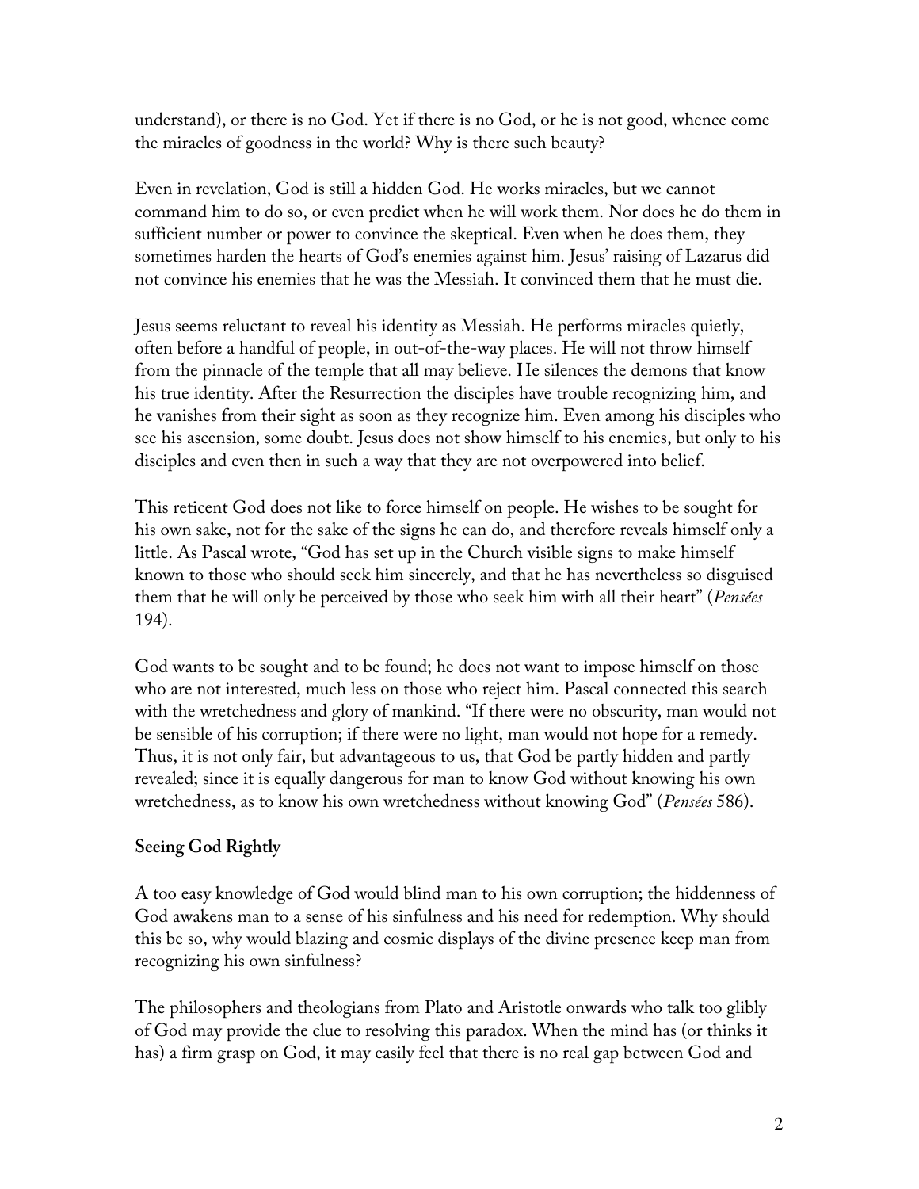understand), or there is no God. Yet if there is no God, or he is not good, whence come the miracles of goodness in the world? Why is there such beauty?

Even in revelation, God is still a hidden God. He works miracles, but we cannot command him to do so, or even predict when he will work them. Nor does he do them in sufficient number or power to convince the skeptical. Even when he does them, they sometimes harden the hearts of God's enemies against him. Jesus' raising of Lazarus did not convince his enemies that he was the Messiah. It convinced them that he must die.

Jesus seems reluctant to reveal his identity as Messiah. He performs miracles quietly, often before a handful of people, in out-of-the-way places. He will not throw himself from the pinnacle of the temple that all may believe. He silences the demons that know his true identity. After the Resurrection the disciples have trouble recognizing him, and he vanishes from their sight as soon as they recognize him. Even among his disciples who see his ascension, some doubt. Jesus does not show himself to his enemies, but only to his disciples and even then in such a way that they are not overpowered into belief.

This reticent God does not like to force himself on people. He wishes to be sought for his own sake, not for the sake of the signs he can do, and therefore reveals himself only a little. As Pascal wrote, "God has set up in the Church visible signs to make himself known to those who should seek him sincerely, and that he has nevertheless so disguised them that he will only be perceived by those who seek him with all their heart" (*Pensées* 194).

God wants to be sought and to be found; he does not want to impose himself on those who are not interested, much less on those who reject him. Pascal connected this search with the wretchedness and glory of mankind. "If there were no obscurity, man would not be sensible of his corruption; if there were no light, man would not hope for a remedy. Thus, it is not only fair, but advantageous to us, that God be partly hidden and partly revealed; since it is equally dangerous for man to know God without knowing his own wretchedness, as to know his own wretchedness without knowing God" (*Pensées* 586).

### Seeing God Rightly

A too easy knowledge of God would blind man to his own corruption; the hiddenness of God awakens man to a sense of his sinfulness and his need for redemption. Why should this be so, why would blazing and cosmic displays of the divine presence keep man from recognizing his own sinfulness?

The philosophers and theologians from Plato and Aristotle onwards who talk too glibly of God may provide the clue to resolving this paradox. When the mind has (or thinks it has) a firm grasp on God, it may easily feel that there is no real gap between God and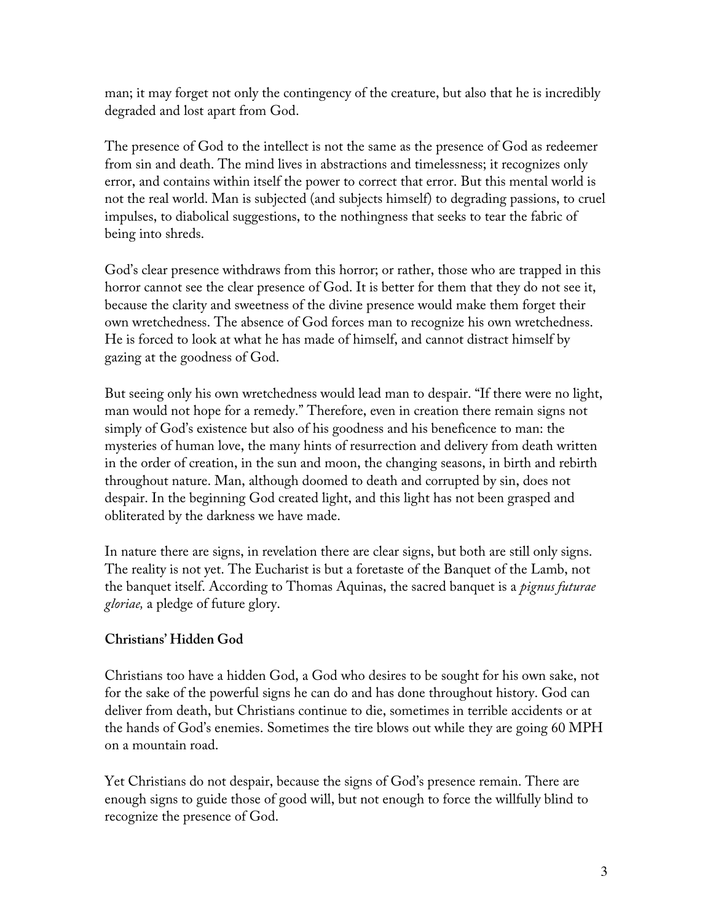man; it may forget not only the contingency of the creature, but also that he is incredibly degraded and lost apart from God.

The presence of God to the intellect is not the same as the presence of God as redeemer from sin and death. The mind lives in abstractions and timelessness; it recognizes only error, and contains within itself the power to correct that error. But this mental world is not the real world. Man is subjected (and subjects himself) to degrading passions, to cruel impulses, to diabolical suggestions, to the nothingness that seeks to tear the fabric of being into shreds.

God's clear presence withdraws from this horror; or rather, those who are trapped in this horror cannot see the clear presence of God. It is better for them that they do not see it, because the clarity and sweetness of the divine presence would make them forget their own wretchedness. The absence of God forces man to recognize his own wretchedness. He is forced to look at what he has made of himself, and cannot distract himself by gazing at the goodness of God.

But seeing only his own wretchedness would lead man to despair. "If there were no light, man would not hope for a remedy." Therefore, even in creation there remain signs not simply of God's existence but also of his goodness and his beneficence to man: the mysteries of human love, the many hints of resurrection and delivery from death written in the order of creation, in the sun and moon, the changing seasons, in birth and rebirth throughout nature. Man, although doomed to death and corrupted by sin, does not despair. In the beginning God created light, and this light has not been grasped and obliterated by the darkness we have made.

In nature there are signs, in revelation there are clear signs, but both are still only signs. The reality is not yet. The Eucharist is but a foretaste of the Banquet of the Lamb, not the banquet itself. According to Thomas Aquinas, the sacred banquet is a *pignus futurae gloriae,* a pledge of future glory.

**Christians' Hidden God**

Christians too have a hidden God, a God who desires to be sought for his own sake, not for the sake of the powerful signs he can do and has done throughout history. God can deliver from death, but Christians continue to die, sometimes in terrible accidents or at the hands of God's enemies. Sometimes the tire blows out while they are going 60 MPH on a mountain road.

Yet Christians do not despair, because the signs of God's presence remain. There are enough signs to guide those of good will, but not enough to force the willfully blind to recognize the presence of God.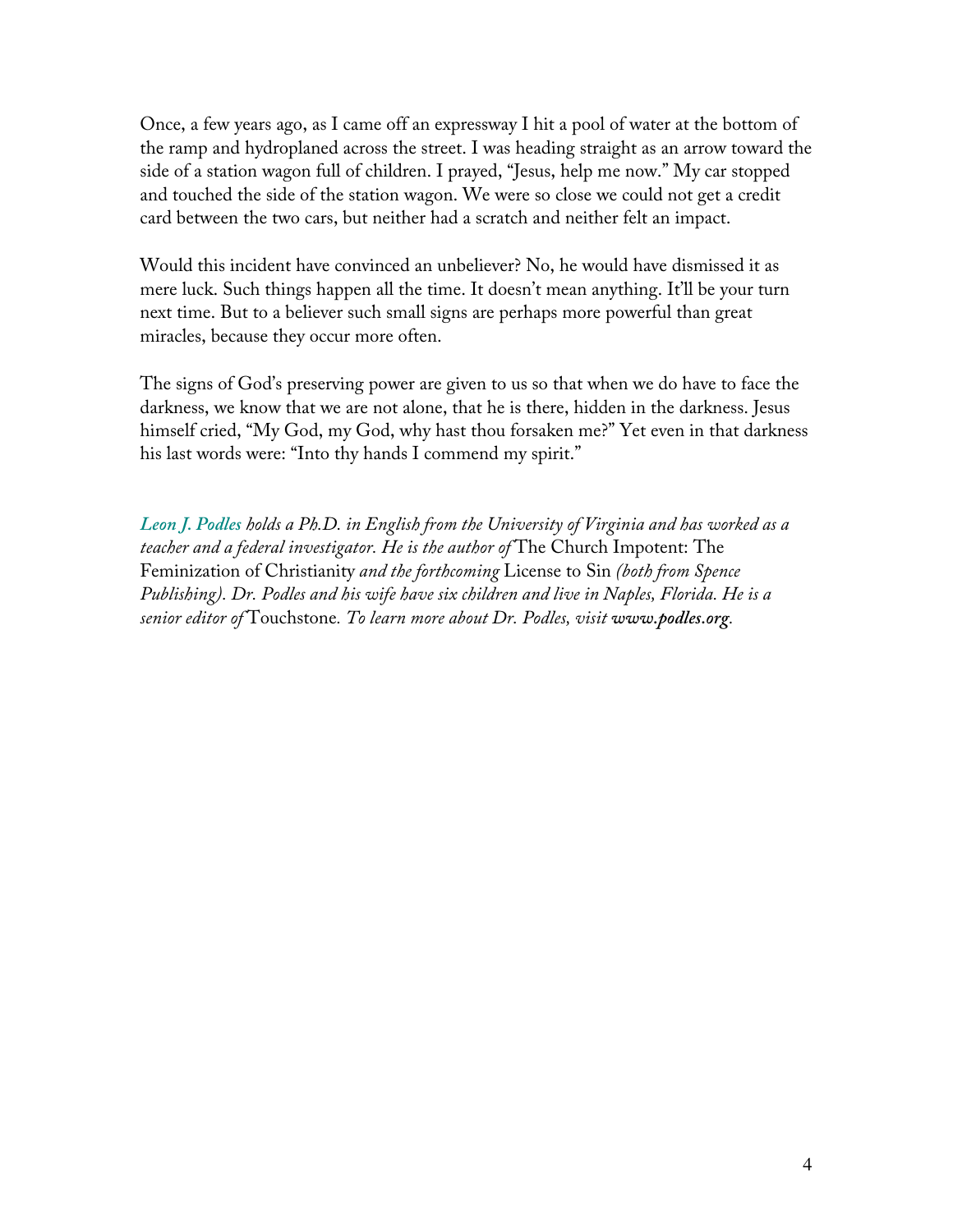Once, a few years ago, as I came off an expressway I hit a pool of water at the bottom of the ramp and hydroplaned across the street. I was heading straight as an arrow toward the side of a station wagon full of children. I prayed, "Jesus, help me now." My car stopped and touched the side of the station wagon. We were so close we could not get a credit card between the two cars, but neither had a scratch and neither felt an impact.

Would this incident have convinced an unbeliever? No, he would have dismissed it as mere luck. Such things happen all the time. It doesn't mean anything. It'll be your turn next time. But to a believer such small signs are perhaps more powerful than great miracles, because they occur more often.

The signs of God's preserving power are given to us so that when we do have to face the darkness, we know that we are not alone, that he is there, hidden in the darkness. Jesus himself cried, "My God, my God, why hast thou forsaken me?" Yet even in that darkness his last words were: "Into thy hands I commend my spirit."

*Leon J. Podles holds a Ph.D. in English from the University of Virginia and has worked as a teacher and a federal investigator. He is the author of* The Church Impotent: The Feminization of Christianity *and the forthcoming* License to Sin *(both from Spence Publishing). Dr. Podles and his wife have six children and live in Naples, Florida. He is a senior editor of* Touchstone*. To learn more about Dr. Podles, visit* ***www.podles.org****.*